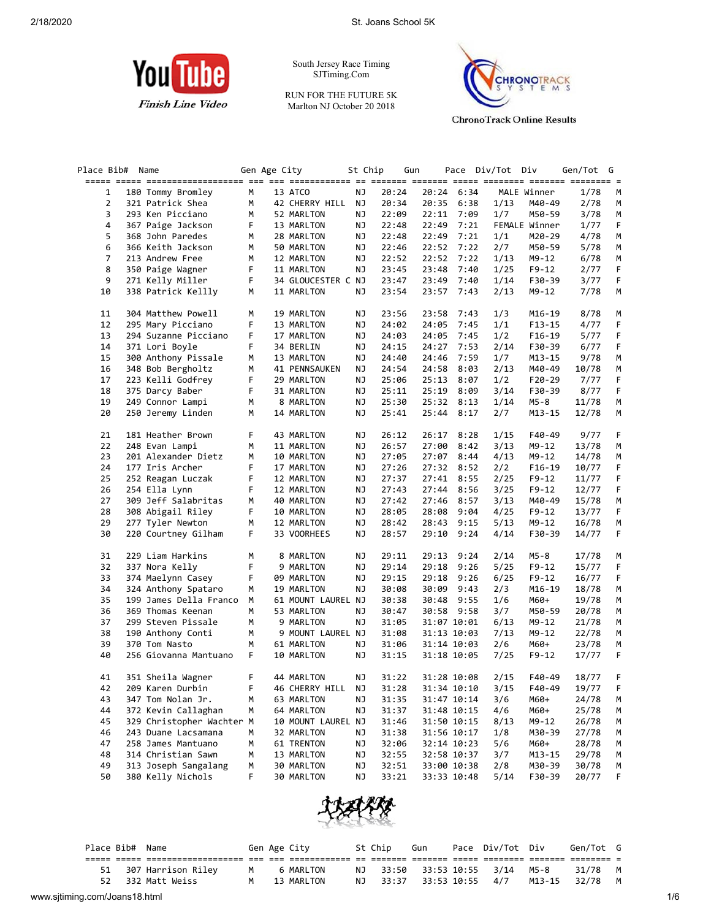YouTube Finish Line Video

South Jersey Race Timing
SJTiming.Com

RUN FOR THE FUTURE 5K
Marlton NJ October 20 2018

ChronoTrack Online Results

| Place | Bib# | Name | Gen | Age | City | St | Chip | Gun | Pace | Div/Tot | Div | Gen/Tot | G |
|---|---|---|---|---|---|---|---|---|---|---|---|---|---|
| 1 | 180 | Tommy Bromley | M | 13 | ATCO | NJ | 20:24 | 20:24 | 6:34 | MALE Winner | | 1/78 | M |
| 2 | 321 | Patrick Shea | M | 42 | CHERRY HILL | NJ | 20:34 | 20:35 | 6:38 | 1/13 | M40-49 | 2/78 | M |
| 3 | 293 | Ken Picciano | M | 52 | MARLTON | NJ | 22:09 | 22:11 | 7:09 | 1/7 | M50-59 | 3/78 | M |
| 4 | 367 | Paige Jackson | F | 13 | MARLTON | NJ | 22:48 | 22:49 | 7:21 | FEMALE Winner | | 1/77 | F |
| 5 | 368 | John Paredes | M | 28 | MARLTON | NJ | 22:48 | 22:49 | 7:21 | 1/1 | M20-29 | 4/78 | M |
| 6 | 366 | Keith Jackson | M | 50 | MARLTON | NJ | 22:46 | 22:52 | 7:22 | 2/7 | M50-59 | 5/78 | M |
| 7 | 213 | Andrew Free | M | 12 | MARLTON | NJ | 22:52 | 22:52 | 7:22 | 1/13 | M9-12 | 6/78 | M |
| 8 | 350 | Paige Wagner | F | 11 | MARLTON | NJ | 23:45 | 23:48 | 7:40 | 1/25 | F9-12 | 2/77 | F |
| 9 | 271 | Kelly Miller | F | 34 | GLOUCESTER C | NJ | 23:47 | 23:49 | 7:40 | 1/14 | F30-39 | 3/77 | F |
| 10 | 338 | Patrick Kellly | M | 11 | MARLTON | NJ | 23:54 | 23:57 | 7:43 | 2/13 | M9-12 | 7/78 | M |
| 11 | 304 | Matthew Powell | M | 19 | MARLTON | NJ | 23:56 | 23:58 | 7:43 | 1/3 | M16-19 | 8/78 | M |
| 12 | 295 | Mary Picciano | F | 13 | MARLTON | NJ | 24:02 | 24:05 | 7:45 | 1/1 | F13-15 | 4/77 | F |
| 13 | 294 | Suzanne Picciano | F | 17 | MARLTON | NJ | 24:03 | 24:05 | 7:45 | 1/2 | F16-19 | 5/77 | F |
| 14 | 371 | Lori Boyle | F | 34 | BERLIN | NJ | 24:15 | 24:27 | 7:53 | 2/14 | F30-39 | 6/77 | F |
| 15 | 300 | Anthony Pissale | M | 13 | MARLTON | NJ | 24:40 | 24:46 | 7:59 | 1/7 | M13-15 | 9/78 | M |
| 16 | 348 | Bob Bergholtz | M | 41 | PENNSAUKEN | NJ | 24:54 | 24:58 | 8:03 | 2/13 | M40-49 | 10/78 | M |
| 17 | 223 | Kelli Godfrey | F | 29 | MARLTON | NJ | 25:06 | 25:13 | 8:07 | 1/2 | F20-29 | 7/77 | F |
| 18 | 375 | Darcy Baber | F | 31 | MARLTON | NJ | 25:11 | 25:19 | 8:09 | 3/14 | F30-39 | 8/77 | F |
| 19 | 249 | Connor Lampi | M | 8 | MARLTON | NJ | 25:30 | 25:32 | 8:13 | 1/14 | M5-8 | 11/78 | M |
| 20 | 250 | Jeremy Linden | M | 14 | MARLTON | NJ | 25:41 | 25:44 | 8:17 | 2/7 | M13-15 | 12/78 | M |
| 21 | 181 | Heather Brown | F | 43 | MARLTON | NJ | 26:12 | 26:17 | 8:28 | 1/15 | F40-49 | 9/77 | F |
| 22 | 248 | Evan Lampi | M | 11 | MARLTON | NJ | 26:57 | 27:00 | 8:42 | 3/13 | M9-12 | 13/78 | M |
| 23 | 201 | Alexander Dietz | M | 10 | MARLTON | NJ | 27:05 | 27:07 | 8:44 | 4/13 | M9-12 | 14/78 | M |
| 24 | 177 | Iris Archer | F | 17 | MARLTON | NJ | 27:26 | 27:32 | 8:52 | 2/2 | F16-19 | 10/77 | F |
| 25 | 252 | Reagan Luczak | F | 12 | MARLTON | NJ | 27:37 | 27:41 | 8:55 | 2/25 | F9-12 | 11/77 | F |
| 26 | 254 | Ella Lynn | F | 12 | MARLTON | NJ | 27:43 | 27:44 | 8:56 | 3/25 | F9-12 | 12/77 | F |
| 27 | 309 | Jeff Salabritas | M | 40 | MARLTON | NJ | 27:42 | 27:46 | 8:57 | 3/13 | M40-49 | 15/78 | M |
| 28 | 308 | Abigail Riley | F | 10 | MARLTON | NJ | 28:05 | 28:08 | 9:04 | 4/25 | F9-12 | 13/77 | F |
| 29 | 277 | Tyler Newton | M | 12 | MARLTON | NJ | 28:42 | 28:43 | 9:15 | 5/13 | M9-12 | 16/78 | M |
| 30 | 220 | Courtney Gilham | F | 33 | VOORHEES | NJ | 28:57 | 29:10 | 9:24 | 4/14 | F30-39 | 14/77 | F |
| 31 | 229 | Liam Harkins | M | 8 | MARLTON | NJ | 29:11 | 29:13 | 9:24 | 2/14 | M5-8 | 17/78 | M |
| 32 | 337 | Nora Kelly | F | 9 | MARLTON | NJ | 29:14 | 29:18 | 9:26 | 5/25 | F9-12 | 15/77 | F |
| 33 | 374 | Maelynn Casey | F | 09 | MARLTON | NJ | 29:15 | 29:18 | 9:26 | 6/25 | F9-12 | 16/77 | F |
| 34 | 324 | Anthony Spataro | M | 19 | MARLTON | NJ | 30:08 | 30:09 | 9:43 | 2/3 | M16-19 | 18/78 | M |
| 35 | 199 | James Della Franco | M | 61 | MOUNT LAUREL | NJ | 30:38 | 30:48 | 9:55 | 1/6 | M60+ | 19/78 | M |
| 36 | 369 | Thomas Keenan | M | 53 | MARLTON | NJ | 30:47 | 30:58 | 9:58 | 3/7 | M50-59 | 20/78 | M |
| 37 | 299 | Steven Pissale | M | 9 | MARLTON | NJ | 31:05 | 31:07 | 10:01 | 6/13 | M9-12 | 21/78 | M |
| 38 | 190 | Anthony Conti | M | 9 | MOUNT LAUREL | NJ | 31:08 | 31:13 | 10:03 | 7/13 | M9-12 | 22/78 | M |
| 39 | 370 | Tom Nasto | M | 61 | MARLTON | NJ | 31:06 | 31:14 | 10:03 | 2/6 | M60+ | 23/78 | M |
| 40 | 256 | Giovanna Mantuano | F | 10 | MARLTON | NJ | 31:15 | 31:18 | 10:05 | 7/25 | F9-12 | 17/77 | F |
| 41 | 351 | Sheila Wagner | F | 44 | MARLTON | NJ | 31:22 | 31:28 | 10:08 | 2/15 | F40-49 | 18/77 | F |
| 42 | 209 | Karen Durbin | F | 46 | CHERRY HILL | NJ | 31:28 | 31:34 | 10:10 | 3/15 | F40-49 | 19/77 | F |
| 43 | 347 | Tom Nolan Jr. | M | 63 | MARLTON | NJ | 31:35 | 31:47 | 10:14 | 3/6 | M60+ | 24/78 | M |
| 44 | 372 | Kevin Callaghan | M | 64 | MARLTON | NJ | 31:37 | 31:48 | 10:15 | 4/6 | M60+ | 25/78 | M |
| 45 | 329 | Christopher Wachter | M | 10 | MOUNT LAUREL | NJ | 31:46 | 31:50 | 10:15 | 8/13 | M9-12 | 26/78 | M |
| 46 | 243 | Duane Lacsamana | M | 32 | MARLTON | NJ | 31:38 | 31:56 | 10:17 | 1/8 | M30-39 | 27/78 | M |
| 47 | 258 | James Mantuano | M | 61 | TRENTON | NJ | 32:06 | 32:14 | 10:23 | 5/6 | M60+ | 28/78 | M |
| 48 | 314 | Christian Sawn | M | 13 | MARLTON | NJ | 32:55 | 32:58 | 10:37 | 3/7 | M13-15 | 29/78 | M |
| 49 | 313 | Joseph Sangalang | M | 30 | MARLTON | NJ | 32:51 | 33:00 | 10:38 | 2/8 | M30-39 | 30/78 | M |
| 50 | 380 | Kelly Nichols | F | 30 | MARLTON | NJ | 33:21 | 33:33 | 10:48 | 5/14 | F30-39 | 20/77 | F |
| 51 | 307 | Harrison Riley | M | 6 | MARLTON | NJ | 33:50 | 33:53 | 10:55 | 3/14 | M5-8 | 31/78 | M |
| 52 | 332 | Matt Weiss | M | 13 | MARLTON | NJ | 33:37 | 33:53 | 10:55 | 4/7 | M13-15 | 32/78 | M |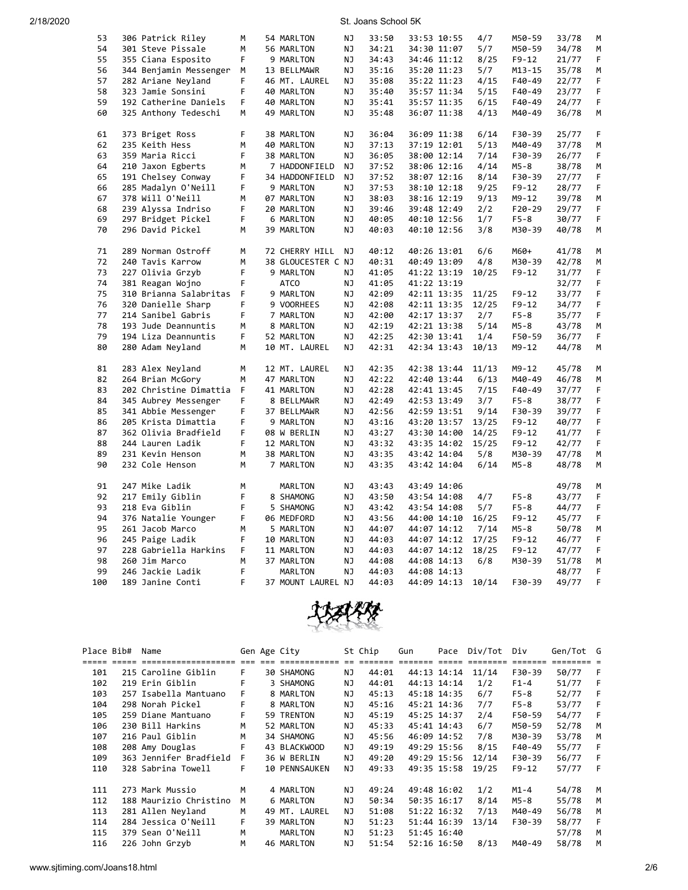| Place | Bib# | Name | Gen | Age | City | St | Chip | Gun | Pace | Div/Tot | Div | Gen/Tot | G |
|---|---|---|---|---|---|---|---|---|---|---|---|---|---|
| 53 | 306 | Patrick Riley | M | 54 | MARLTON | NJ | 33:50 | 33:53 | 10:55 | 4/7 | M50-59 | 33/78 | M |
| 54 | 301 | Steve Pissale | M | 56 | MARLTON | NJ | 34:21 | 34:30 | 11:07 | 5/7 | M50-59 | 34/78 | M |
| 55 | 355 | Ciana Esposito | F | 9 | MARLTON | NJ | 34:43 | 34:46 | 11:12 | 8/25 | F9-12 | 21/77 | F |
| 56 | 344 | Benjamin Messenger | M | 13 | BELLMAWR | NJ | 35:16 | 35:20 | 11:23 | 5/7 | M13-15 | 35/78 | M |
| 57 | 282 | Ariane Neyland | F | 46 | MT. LAUREL | NJ | 35:08 | 35:22 | 11:23 | 4/15 | F40-49 | 22/77 | F |
| 58 | 323 | Jamie Sonsini | F | 40 | MARLTON | NJ | 35:40 | 35:57 | 11:34 | 5/15 | F40-49 | 23/77 | F |
| 59 | 192 | Catherine Daniels | F | 40 | MARLTON | NJ | 35:41 | 35:57 | 11:35 | 6/15 | F40-49 | 24/77 | F |
| 60 | 325 | Anthony Tedeschi | M | 49 | MARLTON | NJ | 35:48 | 36:07 | 11:38 | 4/13 | M40-49 | 36/78 | M |
| 61 | 373 | Briget Ross | F | 38 | MARLTON | NJ | 36:04 | 36:09 | 11:38 | 6/14 | F30-39 | 25/77 | F |
| 62 | 235 | Keith Hess | M | 40 | MARLTON | NJ | 37:13 | 37:19 | 12:01 | 5/13 | M40-49 | 37/78 | M |
| 63 | 359 | Maria Ricci | F | 38 | MARLTON | NJ | 36:05 | 38:00 | 12:14 | 7/14 | F30-39 | 26/77 | F |
| 64 | 210 | Jaxon Egberts | M | 7 | HADDONFIELD | NJ | 37:52 | 38:06 | 12:16 | 4/14 | M5-8 | 38/78 | M |
| 65 | 191 | Chelsey Conway | F | 34 | HADDONFIELD | NJ | 37:52 | 38:07 | 12:16 | 8/14 | F30-39 | 27/77 | F |
| 66 | 285 | Madalyn O'Neill | F | 9 | MARLTON | NJ | 37:53 | 38:10 | 12:18 | 9/25 | F9-12 | 28/77 | F |
| 67 | 378 | Will O'Neill | M | 07 | MARLTON | NJ | 38:03 | 38:16 | 12:19 | 9/13 | M9-12 | 39/78 | M |
| 68 | 239 | Alyssa Indriso | F | 20 | MARLTON | NJ | 39:46 | 39:48 | 12:49 | 2/2 | F20-29 | 29/77 | F |
| 69 | 297 | Bridget Pickel | F | 6 | MARLTON | NJ | 40:05 | 40:10 | 12:56 | 1/7 | F5-8 | 30/77 | F |
| 70 | 296 | David Pickel | M | 39 | MARLTON | NJ | 40:03 | 40:10 | 12:56 | 3/8 | M30-39 | 40/78 | M |
| 71 | 289 | Norman Ostroff | M | 72 | CHERRY HILL | NJ | 40:12 | 40:26 | 13:01 | 6/6 | M60+ | 41/78 | M |
| 72 | 240 | Tavis Karrow | M | 38 | GLOUCESTER C | NJ | 40:31 | 40:49 | 13:09 | 4/8 | M30-39 | 42/78 | M |
| 73 | 227 | Olivia Grzyb | F | 9 | MARLTON | NJ | 41:05 | 41:22 | 13:19 | 10/25 | F9-12 | 31/77 | F |
| 74 | 381 | Reagan Wojno | F | | ATCO | NJ | 41:05 | 41:22 | 13:19 | | | 32/77 | F |
| 75 | 310 | Brianna Salabritas | F | 9 | MARLTON | NJ | 42:09 | 42:11 | 13:35 | 11/25 | F9-12 | 33/77 | F |
| 76 | 320 | Danielle Sharp | F | 9 | VOORHEES | NJ | 42:08 | 42:11 | 13:35 | 12/25 | F9-12 | 34/77 | F |
| 77 | 214 | Sanibel Gabris | F | 7 | MARLTON | NJ | 42:00 | 42:17 | 13:37 | 2/7 | F5-8 | 35/77 | F |
| 78 | 193 | Jude Deannuntis | M | 8 | MARLTON | NJ | 42:19 | 42:21 | 13:38 | 5/14 | M5-8 | 43/78 | M |
| 79 | 194 | Liza Deannuntis | F | 52 | MARLTON | NJ | 42:25 | 42:30 | 13:41 | 1/4 | F50-59 | 36/77 | F |
| 80 | 280 | Adam Neyland | M | 10 | MT. LAUREL | NJ | 42:31 | 42:34 | 13:43 | 10/13 | M9-12 | 44/78 | M |
| 81 | 283 | Alex Neyland | M | 12 | MT. LAUREL | NJ | 42:35 | 42:38 | 13:44 | 11/13 | M9-12 | 45/78 | M |
| 82 | 264 | Brian McGory | M | 47 | MARLTON | NJ | 42:22 | 42:40 | 13:44 | 6/13 | M40-49 | 46/78 | M |
| 83 | 202 | Christine Dimattia | F | 41 | MARLTON | NJ | 42:28 | 42:41 | 13:45 | 7/15 | F40-49 | 37/77 | F |
| 84 | 345 | Aubrey Messenger | F | 8 | BELLMAWR | NJ | 42:49 | 42:53 | 13:49 | 3/7 | F5-8 | 38/77 | F |
| 85 | 341 | Abbie Messenger | F | 37 | BELLMAWR | NJ | 42:56 | 42:59 | 13:51 | 9/14 | F30-39 | 39/77 | F |
| 86 | 205 | Krista Dimattia | F | 9 | MARLTON | NJ | 43:16 | 43:20 | 13:57 | 13/25 | F9-12 | 40/77 | F |
| 87 | 362 | Olivia Bradfield | F | 08 | W BERLIN | NJ | 43:27 | 43:30 | 14:00 | 14/25 | F9-12 | 41/77 | F |
| 88 | 244 | Lauren Ladik | F | 12 | MARLTON | NJ | 43:32 | 43:35 | 14:02 | 15/25 | F9-12 | 42/77 | F |
| 89 | 231 | Kevin Henson | M | 38 | MARLTON | NJ | 43:35 | 43:42 | 14:04 | 5/8 | M30-39 | 47/78 | M |
| 90 | 232 | Cole Henson | M | 7 | MARLTON | NJ | 43:35 | 43:42 | 14:04 | 6/14 | M5-8 | 48/78 | M |
| 91 | 247 | Mike Ladik | M | | MARLTON | NJ | 43:43 | 43:49 | 14:06 | | | 49/78 | M |
| 92 | 217 | Emily Giblin | F | 8 | SHAMONG | NJ | 43:50 | 43:54 | 14:08 | 4/7 | F5-8 | 43/77 | F |
| 93 | 218 | Eva Giblin | F | 5 | SHAMONG | NJ | 43:42 | 43:54 | 14:08 | 5/7 | F5-8 | 44/77 | F |
| 94 | 376 | Natalie Younger | F | 06 | MEDFORD | NJ | 43:56 | 44:00 | 14:10 | 16/25 | F9-12 | 45/77 | F |
| 95 | 261 | Jacob Marco | M | 5 | MARLTON | NJ | 44:07 | 44:07 | 14:12 | 7/14 | M5-8 | 50/78 | M |
| 96 | 245 | Paige Ladik | F | 10 | MARLTON | NJ | 44:03 | 44:07 | 14:12 | 17/25 | F9-12 | 46/77 | F |
| 97 | 228 | Gabriella Harkins | F | 11 | MARLTON | NJ | 44:03 | 44:07 | 14:12 | 18/25 | F9-12 | 47/77 | F |
| 98 | 260 | Jim Marco | M | 37 | MARLTON | NJ | 44:08 | 44:08 | 14:13 | 6/8 | M30-39 | 51/78 | M |
| 99 | 246 | Jackie Ladik | F | | MARLTON | NJ | 44:03 | 44:08 | 14:13 | | | 48/77 | F |
| 100 | 189 | Janine Conti | F | 37 | MOUNT LAUREL | NJ | 44:03 | 44:09 | 14:13 | 10/14 | F30-39 | 49/77 | F |
| 101 | 215 | Caroline Giblin | F | 30 | SHAMONG | NJ | 44:01 | 44:13 | 14:14 | 11/14 | F30-39 | 50/77 | F |
| 102 | 219 | Erin Giblin | F | 3 | SHAMONG | NJ | 44:01 | 44:13 | 14:14 | 1/2 | F1-4 | 51/77 | F |
| 103 | 257 | Isabella Mantuano | F | 8 | MARLTON | NJ | 45:13 | 45:18 | 14:35 | 6/7 | F5-8 | 52/77 | F |
| 104 | 298 | Norah Pickel | F | 8 | MARLTON | NJ | 45:16 | 45:21 | 14:36 | 7/7 | F5-8 | 53/77 | F |
| 105 | 259 | Diane Mantuano | F | 59 | TRENTON | NJ | 45:19 | 45:25 | 14:37 | 2/4 | F50-59 | 54/77 | F |
| 106 | 230 | Bill Harkins | M | 52 | MARLTON | NJ | 45:33 | 45:41 | 14:43 | 6/7 | M50-59 | 52/78 | M |
| 107 | 216 | Paul Giblin | M | 34 | SHAMONG | NJ | 45:56 | 46:09 | 14:52 | 7/8 | M30-39 | 53/78 | M |
| 108 | 208 | Amy Douglas | F | 43 | BLACKWOOD | NJ | 49:19 | 49:29 | 15:56 | 8/15 | F40-49 | 55/77 | F |
| 109 | 363 | Jennifer Bradfield | F | 36 | W BERLIN | NJ | 49:20 | 49:29 | 15:56 | 12/14 | F30-39 | 56/77 | F |
| 110 | 328 | Sabrina Towell | F | 10 | PENNSAUKEN | NJ | 49:33 | 49:35 | 15:58 | 19/25 | F9-12 | 57/77 | F |
| 111 | 273 | Mark Mussio | M | 4 | MARLTON | NJ | 49:24 | 49:48 | 16:02 | 1/2 | M1-4 | 54/78 | M |
| 112 | 188 | Maurizio Christino | M | 6 | MARLTON | NJ | 50:34 | 50:35 | 16:17 | 8/14 | M5-8 | 55/78 | M |
| 113 | 281 | Allen Neyland | M | 49 | MT. LAUREL | NJ | 51:08 | 51:22 | 16:32 | 7/13 | M40-49 | 56/78 | M |
| 114 | 284 | Jessica O'Neill | F | 39 | MARLTON | NJ | 51:23 | 51:44 | 16:39 | 13/14 | F30-39 | 58/77 | F |
| 115 | 379 | Sean O'Neill | M | | MARLTON | NJ | 51:23 | 51:45 | 16:40 | | | 57/78 | M |
| 116 | 226 | John Grzyb | M | 46 | MARLTON | NJ | 51:54 | 52:16 | 16:50 | 8/13 | M40-49 | 58/78 | M |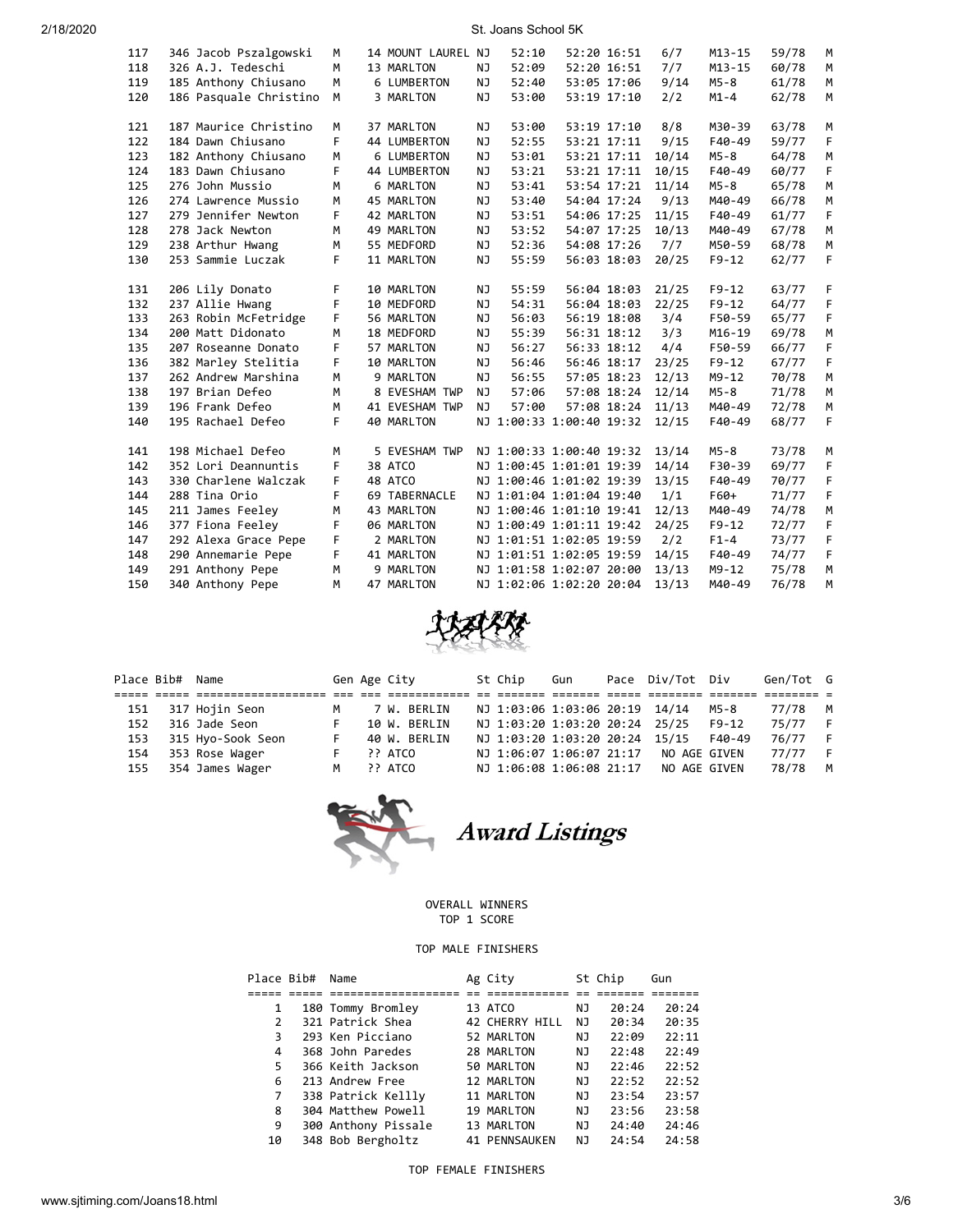| Place | Bib# | Name | Gen | Age | City | St | Chip | Gun | Pace | Div/Tot | Div | Gen/Tot | G |
|---|---|---|---|---|---|---|---|---|---|---|---|---|---|
| 117 | 346 | Jacob Pszalgowski | M | 14 | MOUNT LAUREL | NJ | 52:10 | 52:20 | 16:51 | 6/7 | M13-15 | 59/78 | M |
| 118 | 326 | A.J. Tedeschi | M | 13 | MARLTON | NJ | 52:09 | 52:20 | 16:51 | 7/7 | M13-15 | 60/78 | M |
| 119 | 185 | Anthony Chiusano | M | 6 | LUMBERTON | NJ | 52:40 | 53:05 | 17:06 | 9/14 | M5-8 | 61/78 | M |
| 120 | 186 | Pasquale Christino | M | 3 | MARLTON | NJ | 53:00 | 53:19 | 17:10 | 2/2 | M1-4 | 62/78 | M |
| 121 | 187 | Maurice Christino | M | 37 | MARLTON | NJ | 53:00 | 53:19 | 17:10 | 8/8 | M30-39 | 63/78 | M |
| 122 | 184 | Dawn Chiusano | F | 44 | LUMBERTON | NJ | 52:55 | 53:21 | 17:11 | 9/15 | F40-49 | 59/77 | F |
| 123 | 182 | Anthony Chiusano | M | 6 | LUMBERTON | NJ | 53:01 | 53:21 | 17:11 | 10/14 | M5-8 | 64/78 | M |
| 124 | 183 | Dawn Chiusano | F | 44 | LUMBERTON | NJ | 53:21 | 53:21 | 17:11 | 10/15 | F40-49 | 60/77 | F |
| 125 | 276 | John Mussio | M | 6 | MARLTON | NJ | 53:41 | 53:54 | 17:21 | 11/14 | M5-8 | 65/78 | M |
| 126 | 274 | Lawrence Mussio | M | 45 | MARLTON | NJ | 53:40 | 54:04 | 17:24 | 9/13 | M40-49 | 66/78 | M |
| 127 | 279 | Jennifer Newton | F | 42 | MARLTON | NJ | 53:51 | 54:06 | 17:25 | 11/15 | F40-49 | 61/77 | F |
| 128 | 278 | Jack Newton | M | 49 | MARLTON | NJ | 53:52 | 54:07 | 17:25 | 10/13 | M40-49 | 67/78 | M |
| 129 | 238 | Arthur Hwang | M | 55 | MEDFORD | NJ | 52:36 | 54:08 | 17:26 | 7/7 | M50-59 | 68/78 | M |
| 130 | 253 | Sammie Luczak | F | 11 | MARLTON | NJ | 55:59 | 56:03 | 18:03 | 20/25 | F9-12 | 62/77 | F |
| 131 | 206 | Lily Donato | F | 10 | MARLTON | NJ | 55:59 | 56:04 | 18:03 | 21/25 | F9-12 | 63/77 | F |
| 132 | 237 | Allie Hwang | F | 10 | MEDFORD | NJ | 54:31 | 56:04 | 18:03 | 22/25 | F9-12 | 64/77 | F |
| 133 | 263 | Robin McFetridge | F | 56 | MARLTON | NJ | 56:03 | 56:19 | 18:08 | 3/4 | F50-59 | 65/77 | F |
| 134 | 200 | Matt Didonato | M | 18 | MEDFORD | NJ | 55:39 | 56:31 | 18:12 | 3/3 | M16-19 | 69/78 | M |
| 135 | 207 | Roseanne Donato | F | 57 | MARLTON | NJ | 56:27 | 56:33 | 18:12 | 4/4 | F50-59 | 66/77 | F |
| 136 | 382 | Marley Stelitia | F | 10 | MARLTON | NJ | 56:46 | 56:46 | 18:17 | 23/25 | F9-12 | 67/77 | F |
| 137 | 262 | Andrew Marshina | M | 9 | MARLTON | NJ | 56:55 | 57:05 | 18:23 | 12/13 | M9-12 | 70/78 | M |
| 138 | 197 | Brian Defeo | M | 8 | EVESHAM TWP | NJ | 57:06 | 57:08 | 18:24 | 12/14 | M5-8 | 71/78 | M |
| 139 | 196 | Frank Defeo | M | 41 | EVESHAM TWP | NJ | 57:00 | 57:08 | 18:24 | 11/13 | M40-49 | 72/78 | M |
| 140 | 195 | Rachael Defeo | F | 40 | MARLTON | NJ | 1:00:33 | 1:00:40 | 19:32 | 12/15 | F40-49 | 68/77 | F |
| 141 | 198 | Michael Defeo | M | 5 | EVESHAM TWP | NJ | 1:00:33 | 1:00:40 | 19:32 | 13/14 | M5-8 | 73/78 | M |
| 142 | 352 | Lori Deannuntis | F | 38 | ATCO | NJ | 1:00:45 | 1:01:01 | 19:39 | 14/14 | F30-39 | 69/77 | F |
| 143 | 330 | Charlene Walczak | F | 48 | ATCO | NJ | 1:00:46 | 1:01:02 | 19:39 | 13/15 | F40-49 | 70/77 | F |
| 144 | 288 | Tina Orio | F | 69 | TABERNACLE | NJ | 1:01:04 | 1:01:04 | 19:40 | 1/1 | F60+ | 71/77 | F |
| 145 | 211 | James Feeley | M | 43 | MARLTON | NJ | 1:00:46 | 1:01:10 | 19:41 | 12/13 | M40-49 | 74/78 | M |
| 146 | 377 | Fiona Feeley | F | 06 | MARLTON | NJ | 1:00:49 | 1:01:11 | 19:42 | 24/25 | F9-12 | 72/77 | F |
| 147 | 292 | Alexa Grace Pepe | F | 2 | MARLTON | NJ | 1:01:51 | 1:02:05 | 19:59 | 2/2 | F1-4 | 73/77 | F |
| 148 | 290 | Annemarie Pepe | F | 41 | MARLTON | NJ | 1:01:51 | 1:02:05 | 19:59 | 14/15 | F40-49 | 74/77 | F |
| 149 | 291 | Anthony Pepe | M | 9 | MARLTON | NJ | 1:01:58 | 1:02:07 | 20:00 | 13/13 | M9-12 | 75/78 | M |
| 150 | 340 | Anthony Pepe | M | 47 | MARLTON | NJ | 1:02:06 | 1:02:20 | 20:04 | 13/13 | M40-49 | 76/78 | M |

| Place | Bib# | Name | Gen | Age | City | St | Chip | Gun | Pace | Div/Tot | Div | Gen/Tot | G |
|---|---|---|---|---|---|---|---|---|---|---|---|---|---|
| 151 | 317 | Hojin Seon | M | 7 | W. BERLIN | NJ | 1:03:06 | 1:03:06 | 20:19 | 14/14 | M5-8 | 77/78 | M |
| 152 | 316 | Jade Seon | F | 10 | W. BERLIN | NJ | 1:03:20 | 1:03:20 | 20:24 | 25/25 | F9-12 | 75/77 | F |
| 153 | 315 | Hyo-Sook Seon | F | 40 | W. BERLIN | NJ | 1:03:20 | 1:03:20 | 20:24 | 15/15 | F40-49 | 76/77 | F |
| 154 | 353 | Rose Wager | F | ?? | ATCO | NJ | 1:06:07 | 1:06:07 | 21:17 | NO AGE GIVEN | | 77/77 | F |
| 155 | 354 | James Wager | M | ?? | ATCO | NJ | 1:06:08 | 1:06:08 | 21:17 | NO AGE GIVEN | | 78/78 | M |

## Award Listings

OVERALL WINNERS
TOP 1 SCORE

TOP MALE FINISHERS

| Place | Bib# | Name | Ag | City | St | Chip | Gun |
|---|---|---|---|---|---|---|---|
| 1 | 180 | Tommy Bromley | 13 | ATCO | NJ | 20:24 | 20:24 |
| 2 | 321 | Patrick Shea | 42 | CHERRY HILL | NJ | 20:34 | 20:35 |
| 3 | 293 | Ken Picciano | 52 | MARLTON | NJ | 22:09 | 22:11 |
| 4 | 368 | John Paredes | 28 | MARLTON | NJ | 22:48 | 22:49 |
| 5 | 366 | Keith Jackson | 50 | MARLTON | NJ | 22:46 | 22:52 |
| 6 | 213 | Andrew Free | 12 | MARLTON | NJ | 22:52 | 22:52 |
| 7 | 338 | Patrick Kellly | 11 | MARLTON | NJ | 23:54 | 23:57 |
| 8 | 304 | Matthew Powell | 19 | MARLTON | NJ | 23:56 | 23:58 |
| 9 | 300 | Anthony Pissale | 13 | MARLTON | NJ | 24:40 | 24:46 |
| 10 | 348 | Bob Bergholtz | 41 | PENNSAUKEN | NJ | 24:54 | 24:58 |

TOP FEMALE FINISHERS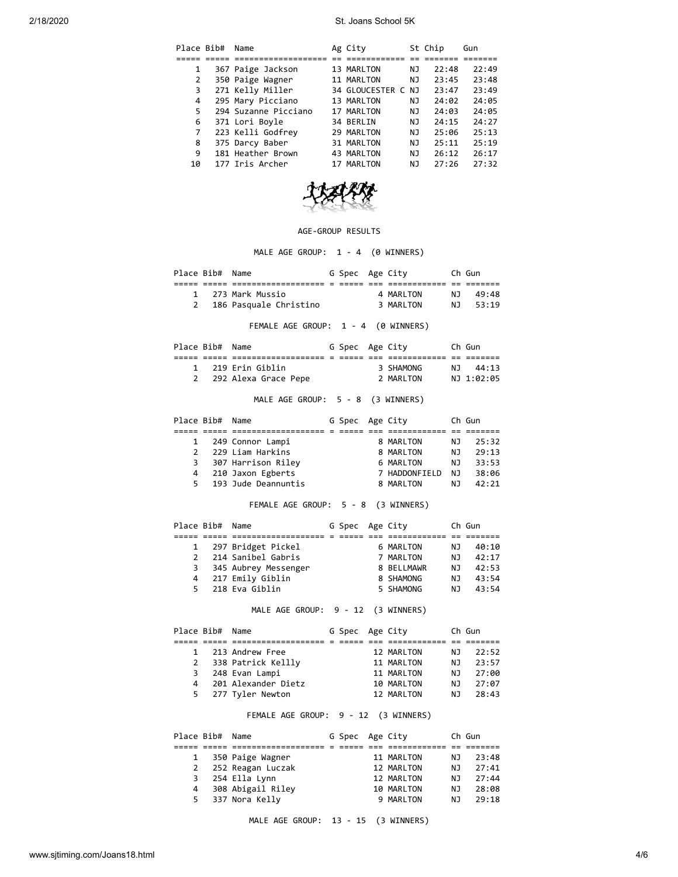| Place | Bib# | Name | Ag | City | St | Chip | Gun |
|---|---|---|---|---|---|---|---|
| 1 | 367 | Paige Jackson | 13 | MARLTON | NJ | 22:48 | 22:49 |
| 2 | 350 | Paige Wagner | 11 | MARLTON | NJ | 23:45 | 23:48 |
| 3 | 271 | Kelly Miller | 34 | GLOUCESTER C | NJ | 23:47 | 23:49 |
| 4 | 295 | Mary Picciano | 13 | MARLTON | NJ | 24:02 | 24:05 |
| 5 | 294 | Suzanne Picciano | 17 | MARLTON | NJ | 24:03 | 24:05 |
| 6 | 371 | Lori Boyle | 34 | BERLIN | NJ | 24:15 | 24:27 |
| 7 | 223 | Kelli Godfrey | 29 | MARLTON | NJ | 25:06 | 25:13 |
| 8 | 375 | Darcy Baber | 31 | MARLTON | NJ | 25:11 | 25:19 |
| 9 | 181 | Heather Brown | 43 | MARLTON | NJ | 26:12 | 26:17 |
| 10 | 177 | Iris Archer | 17 | MARLTON | NJ | 27:26 | 27:32 |

AGE-GROUP RESULTS

MALE AGE GROUP: 1 - 4 (0 WINNERS)

| Place | Bib# | Name | G | Spec | Age | City | Ch | Gun |
|---|---|---|---|---|---|---|---|---|
| 1 | 273 | Mark Mussio | | | 4 | MARLTON | NJ | 49:48 |
| 2 | 186 | Pasquale Christino | | | 3 | MARLTON | NJ | 53:19 |

FEMALE AGE GROUP: 1 - 4 (0 WINNERS)

| Place | Bib# | Name | G | Spec | Age | City | Ch | Gun |
|---|---|---|---|---|---|---|---|---|
| 1 | 219 | Erin Giblin | | | 3 | SHAMONG | NJ | 44:13 |
| 2 | 292 | Alexa Grace Pepe | | | 2 | MARLTON | NJ | 1:02:05 |

MALE AGE GROUP: 5 - 8 (3 WINNERS)

| Place | Bib# | Name | G | Spec | Age | City | Ch | Gun |
|---|---|---|---|---|---|---|---|---|
| 1 | 249 | Connor Lampi | | | 8 | MARLTON | NJ | 25:32 |
| 2 | 229 | Liam Harkins | | | 8 | MARLTON | NJ | 29:13 |
| 3 | 307 | Harrison Riley | | | 6 | MARLTON | NJ | 33:53 |
| 4 | 210 | Jaxon Egberts | | | 7 | HADDONFIELD | NJ | 38:06 |
| 5 | 193 | Jude Deannuntis | | | 8 | MARLTON | NJ | 42:21 |

FEMALE AGE GROUP: 5 - 8 (3 WINNERS)

| Place | Bib# | Name | G | Spec | Age | City | Ch | Gun |
|---|---|---|---|---|---|---|---|---|
| 1 | 297 | Bridget Pickel | | | 6 | MARLTON | NJ | 40:10 |
| 2 | 214 | Sanibel Gabris | | | 7 | MARLTON | NJ | 42:17 |
| 3 | 345 | Aubrey Messenger | | | 8 | BELLMAWR | NJ | 42:53 |
| 4 | 217 | Emily Giblin | | | 8 | SHAMONG | NJ | 43:54 |
| 5 | 218 | Eva Giblin | | | 5 | SHAMONG | NJ | 43:54 |

MALE AGE GROUP: 9 - 12 (3 WINNERS)

| Place | Bib# | Name | G | Spec | Age | City | Ch | Gun |
|---|---|---|---|---|---|---|---|---|
| 1 | 213 | Andrew Free | | | 12 | MARLTON | NJ | 22:52 |
| 2 | 338 | Patrick Kellly | | | 11 | MARLTON | NJ | 23:57 |
| 3 | 248 | Evan Lampi | | | 11 | MARLTON | NJ | 27:00 |
| 4 | 201 | Alexander Dietz | | | 10 | MARLTON | NJ | 27:07 |
| 5 | 277 | Tyler Newton | | | 12 | MARLTON | NJ | 28:43 |

FEMALE AGE GROUP: 9 - 12 (3 WINNERS)

| Place | Bib# | Name | G | Spec | Age | City | Ch | Gun |
|---|---|---|---|---|---|---|---|---|
| 1 | 350 | Paige Wagner | | | 11 | MARLTON | NJ | 23:48 |
| 2 | 252 | Reagan Luczak | | | 12 | MARLTON | NJ | 27:41 |
| 3 | 254 | Ella Lynn | | | 12 | MARLTON | NJ | 27:44 |
| 4 | 308 | Abigail Riley | | | 10 | MARLTON | NJ | 28:08 |
| 5 | 337 | Nora Kelly | | | 9 | MARLTON | NJ | 29:18 |

MALE AGE GROUP: 13 - 15 (3 WINNERS)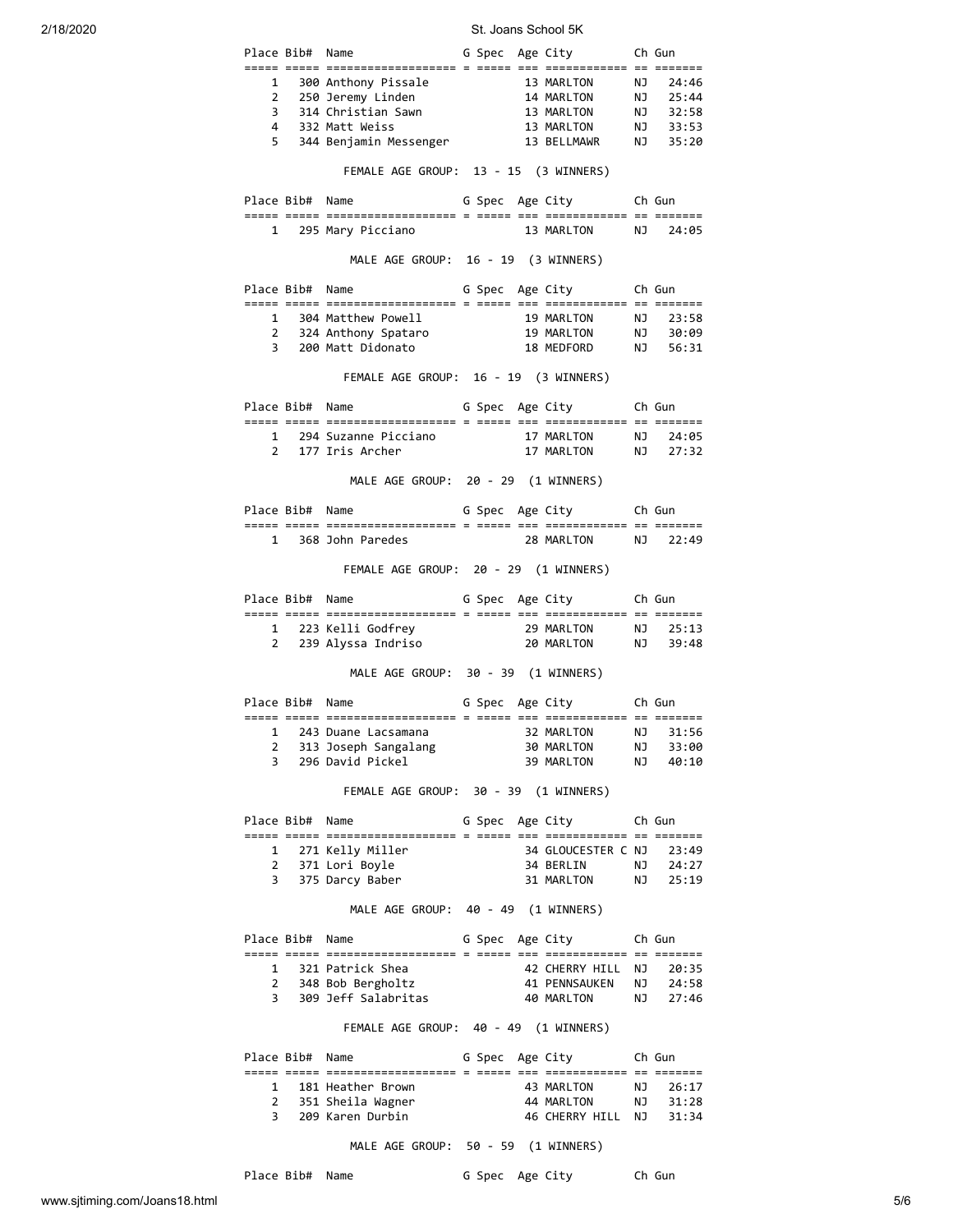| Place | Bib# | Name | G | Spec | Age | City | Ch | Gun |
|---|---|---|---|---|---|---|---|---|
| 1 | 300 | Anthony Pissale | | | 13 | MARLTON | NJ | 24:46 |
| 2 | 250 | Jeremy Linden | | | 14 | MARLTON | NJ | 25:44 |
| 3 | 314 | Christian Sawn | | | 13 | MARLTON | NJ | 32:58 |
| 4 | 332 | Matt Weiss | | | 13 | MARLTON | NJ | 33:53 |
| 5 | 344 | Benjamin Messenger | | | 13 | BELLMAWR | NJ | 35:20 |

FEMALE AGE GROUP: 13 - 15 (3 WINNERS)

| Place | Bib# | Name | G | Spec | Age | City | Ch | Gun |
|---|---|---|---|---|---|---|---|---|
| 1 | 295 | Mary Picciano | | | 13 | MARLTON | NJ | 24:05 |

MALE AGE GROUP: 16 - 19 (3 WINNERS)

| Place | Bib# | Name | G | Spec | Age | City | Ch | Gun |
|---|---|---|---|---|---|---|---|---|
| 1 | 304 | Matthew Powell | | | 19 | MARLTON | NJ | 23:58 |
| 2 | 324 | Anthony Spataro | | | 19 | MARLTON | NJ | 30:09 |
| 3 | 200 | Matt Didonato | | | 18 | MEDFORD | NJ | 56:31 |

FEMALE AGE GROUP: 16 - 19 (3 WINNERS)

| Place | Bib# | Name | G | Spec | Age | City | Ch | Gun |
|---|---|---|---|---|---|---|---|---|
| 1 | 294 | Suzanne Picciano | | | 17 | MARLTON | NJ | 24:05 |
| 2 | 177 | Iris Archer | | | 17 | MARLTON | NJ | 27:32 |

MALE AGE GROUP: 20 - 29 (1 WINNERS)

| Place | Bib# | Name | G | Spec | Age | City | Ch | Gun |
|---|---|---|---|---|---|---|---|---|
| 1 | 368 | John Paredes | | | 28 | MARLTON | NJ | 22:49 |

FEMALE AGE GROUP: 20 - 29 (1 WINNERS)

| Place | Bib# | Name | G | Spec | Age | City | Ch | Gun |
|---|---|---|---|---|---|---|---|---|
| 1 | 223 | Kelli Godfrey | | | 29 | MARLTON | NJ | 25:13 |
| 2 | 239 | Alyssa Indriso | | | 20 | MARLTON | NJ | 39:48 |

MALE AGE GROUP: 30 - 39 (1 WINNERS)

| Place | Bib# | Name | G | Spec | Age | City | Ch | Gun |
|---|---|---|---|---|---|---|---|---|
| 1 | 243 | Duane Lacsamana | | | 32 | MARLTON | NJ | 31:56 |
| 2 | 313 | Joseph Sangalang | | | 30 | MARLTON | NJ | 33:00 |
| 3 | 296 | David Pickel | | | 39 | MARLTON | NJ | 40:10 |

FEMALE AGE GROUP: 30 - 39 (1 WINNERS)

| Place | Bib# | Name | G | Spec | Age | City | Ch | Gun |
|---|---|---|---|---|---|---|---|---|
| 1 | 271 | Kelly Miller | | | 34 | GLOUCESTER C | NJ | 23:49 |
| 2 | 371 | Lori Boyle | | | 34 | BERLIN | NJ | 24:27 |
| 3 | 375 | Darcy Baber | | | 31 | MARLTON | NJ | 25:19 |

MALE AGE GROUP: 40 - 49 (1 WINNERS)

| Place | Bib# | Name | G | Spec | Age | City | Ch | Gun |
|---|---|---|---|---|---|---|---|---|
| 1 | 321 | Patrick Shea | | | 42 | CHERRY HILL | NJ | 20:35 |
| 2 | 348 | Bob Bergholtz | | | 41 | PENNSAUKEN | NJ | 24:58 |
| 3 | 309 | Jeff Salabritas | | | 40 | MARLTON | NJ | 27:46 |

FEMALE AGE GROUP: 40 - 49 (1 WINNERS)

| Place | Bib# | Name | G | Spec | Age | City | Ch | Gun |
|---|---|---|---|---|---|---|---|---|
| 1 | 181 | Heather Brown | | | 43 | MARLTON | NJ | 26:17 |
| 2 | 351 | Sheila Wagner | | | 44 | MARLTON | NJ | 31:28 |
| 3 | 209 | Karen Durbin | | | 46 | CHERRY HILL | NJ | 31:34 |

MALE AGE GROUP: 50 - 59 (1 WINNERS)

| Place | Bib# | Name | G | Spec | Age | City | Ch | Gun |
|---|---|---|---|---|---|---|---|---|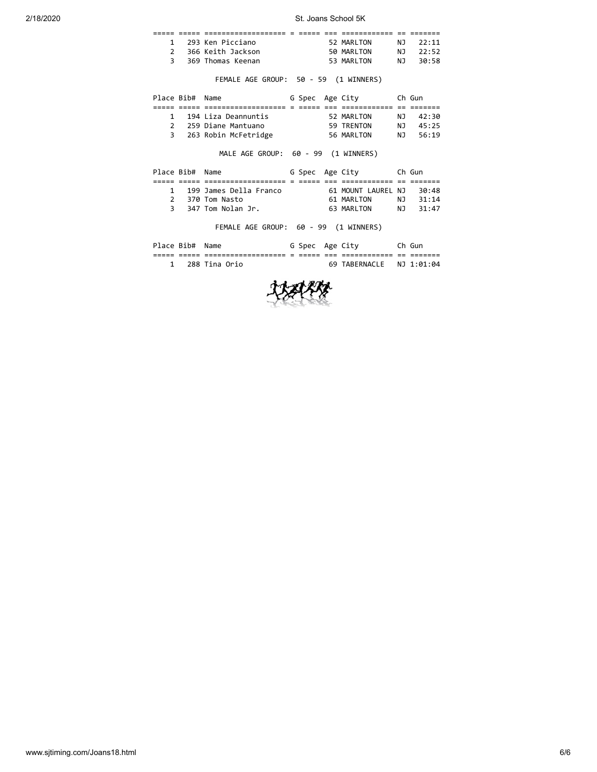| Place | Bib# | Name | G | Spec | Age | City | Ch | Gun |
|---|---|---|---|---|---|---|---|---|
| 1 | 293 | Ken Picciano | | | 52 | MARLTON | NJ | 22:11 |
| 2 | 366 | Keith Jackson | | | 50 | MARLTON | NJ | 22:52 |
| 3 | 369 | Thomas Keenan | | | 53 | MARLTON | NJ | 30:58 |

FEMALE AGE GROUP: 50 - 59 (1 WINNERS)

| Place | Bib# | Name | G | Spec | Age | City | Ch | Gun |
|---|---|---|---|---|---|---|---|---|
| 1 | 194 | Liza Deannuntis | | | 52 | MARLTON | NJ | 42:30 |
| 2 | 259 | Diane Mantuano | | | 59 | TRENTON | NJ | 45:25 |
| 3 | 263 | Robin McFetridge | | | 56 | MARLTON | NJ | 56:19 |

MALE AGE GROUP: 60 - 99 (1 WINNERS)

| Place | Bib# | Name | G | Spec | Age | City | Ch | Gun |
|---|---|---|---|---|---|---|---|---|
| 1 | 199 | James Della Franco | | | 61 | MOUNT LAUREL | NJ | 30:48 |
| 2 | 370 | Tom Nasto | | | 61 | MARLTON | NJ | 31:14 |
| 3 | 347 | Tom Nolan Jr. | | | 63 | MARLTON | NJ | 31:47 |

FEMALE AGE GROUP: 60 - 99 (1 WINNERS)

| Place | Bib# | Name | G | Spec | Age | City | Ch | Gun |
|---|---|---|---|---|---|---|---|---|
| 1 | 288 | Tina Orio | | | 69 | TABERNACLE | NJ | 1:01:04 |